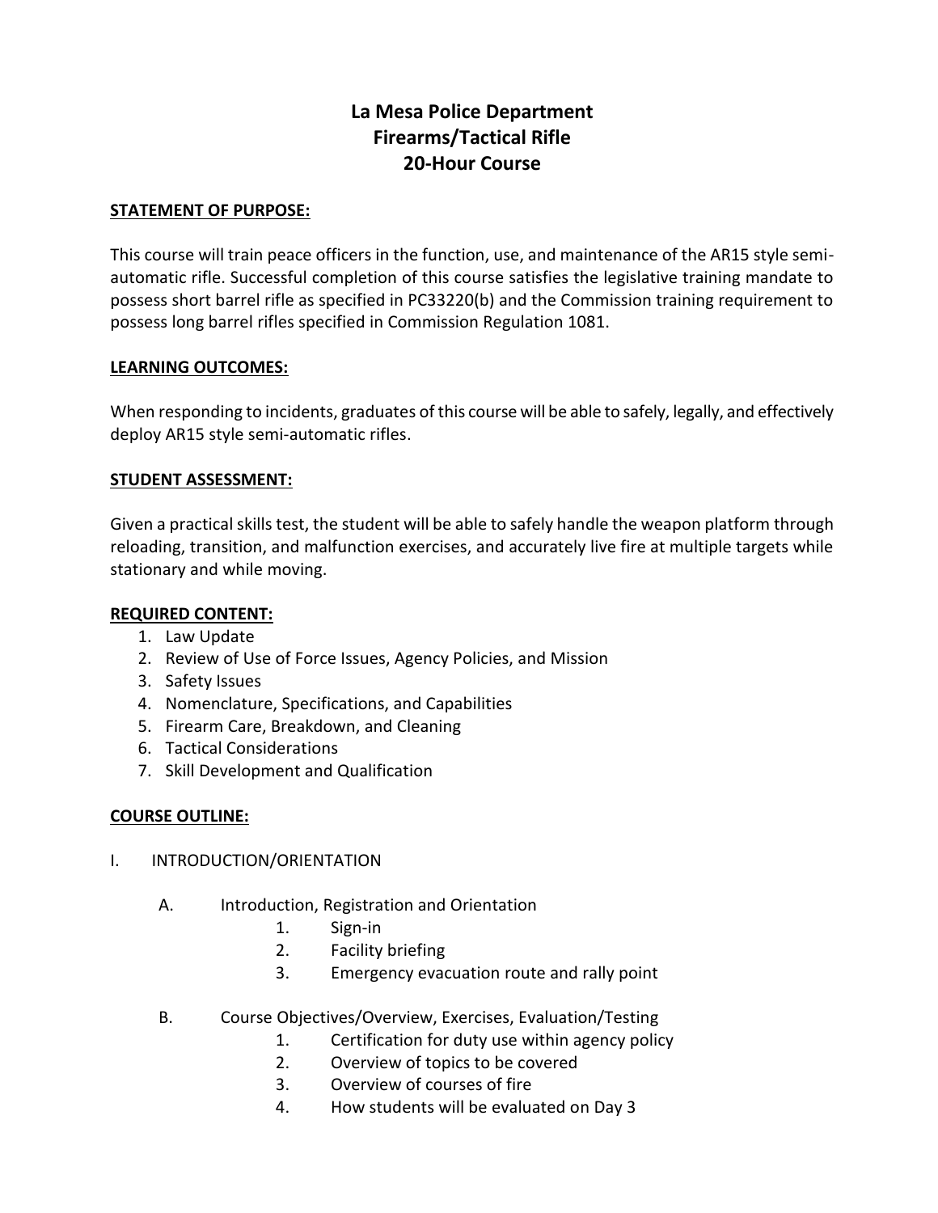# La Mesa Police Department
# Firearms/Tactical Rifle
# 20-Hour Course

**STATEMENT OF PURPOSE:**

This course will train peace officers in the function, use, and maintenance of the AR15 style semi-automatic rifle. Successful completion of this course satisfies the legislative training mandate to possess short barrel rifle as specified in PC33220(b) and the Commission training requirement to possess long barrel rifles specified in Commission Regulation 1081.

**LEARNING OUTCOMES:**

When responding to incidents, graduates of this course will be able to safely, legally, and effectively deploy AR15 style semi-automatic rifles.

**STUDENT ASSESSMENT:**

Given a practical skills test, the student will be able to safely handle the weapon platform through reloading, transition, and malfunction exercises, and accurately live fire at multiple targets while stationary and while moving.

**REQUIRED CONTENT:**

1. Law Update
2. Review of Use of Force Issues, Agency Policies, and Mission
3. Safety Issues
4. Nomenclature, Specifications, and Capabilities
5. Firearm Care, Breakdown, and Cleaning
6. Tactical Considerations
7. Skill Development and Qualification

**COURSE OUTLINE:**

I. INTRODUCTION/ORIENTATION

- A. Introduction, Registration and Orientation
  1. Sign-in
  2. Facility briefing
  3. Emergency evacuation route and rally point

- B. Course Objectives/Overview, Exercises, Evaluation/Testing
  1. Certification for duty use within agency policy
  2. Overview of topics to be covered
  3. Overview of courses of fire
  4. How students will be evaluated on Day 3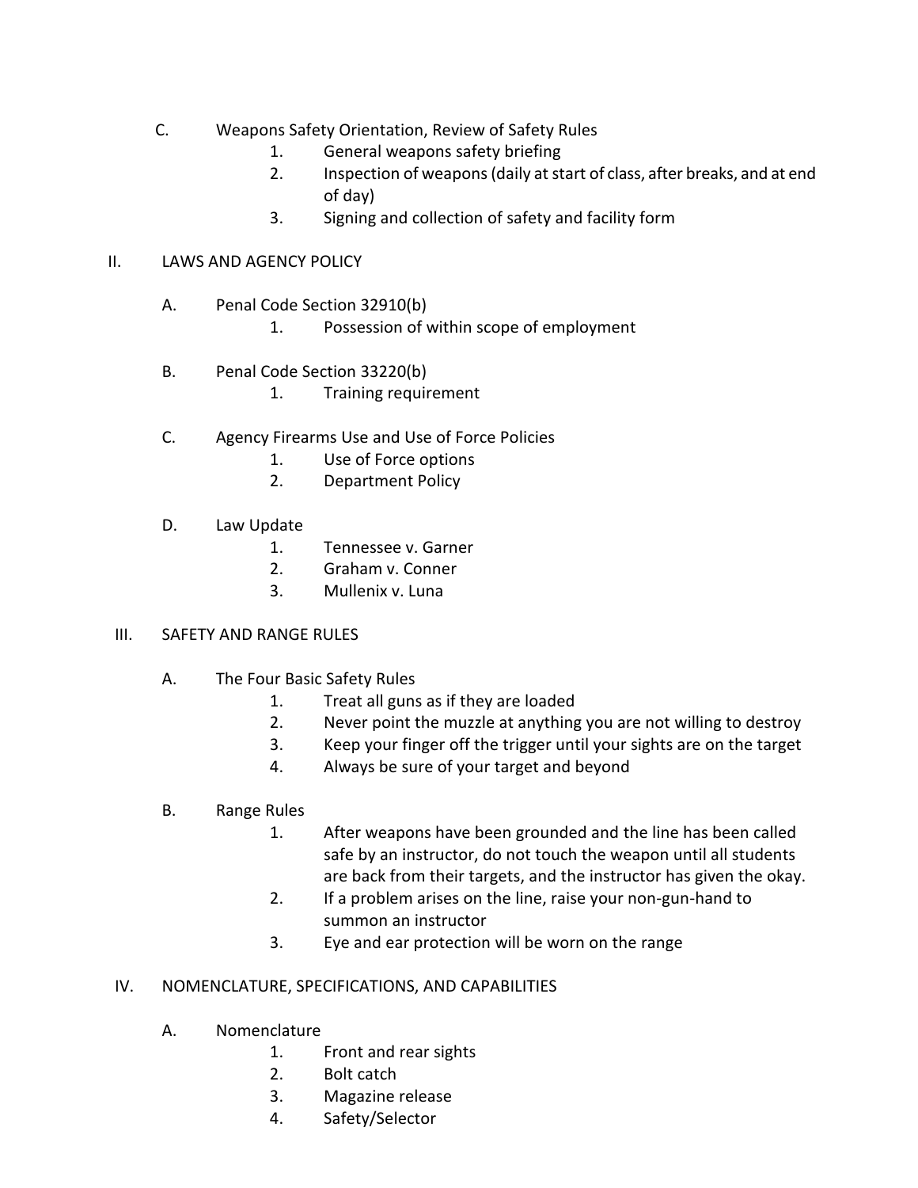C. Weapons Safety Orientation, Review of Safety Rules
   1. General weapons safety briefing
   2. Inspection of weapons (daily at start of class, after breaks, and at end of day)
   3. Signing and collection of safety and facility form

II. LAWS AND AGENCY POLICY

A. Penal Code Section 32910(b)
   1. Possession of within scope of employment

B. Penal Code Section 33220(b)
   1. Training requirement

C. Agency Firearms Use and Use of Force Policies
   1. Use of Force options
   2. Department Policy

D. Law Update
   1. Tennessee v. Garner
   2. Graham v. Conner
   3. Mullenix v. Luna

III. SAFETY AND RANGE RULES

A. The Four Basic Safety Rules
   1. Treat all guns as if they are loaded
   2. Never point the muzzle at anything you are not willing to destroy
   3. Keep your finger off the trigger until your sights are on the target
   4. Always be sure of your target and beyond

B. Range Rules
   1. After weapons have been grounded and the line has been called safe by an instructor, do not touch the weapon until all students are back from their targets, and the instructor has given the okay.
   2. If a problem arises on the line, raise your non-gun-hand to summon an instructor
   3. Eye and ear protection will be worn on the range

IV. NOMENCLATURE, SPECIFICATIONS, AND CAPABILITIES

A. Nomenclature
   1. Front and rear sights
   2. Bolt catch
   3. Magazine release
   4. Safety/Selector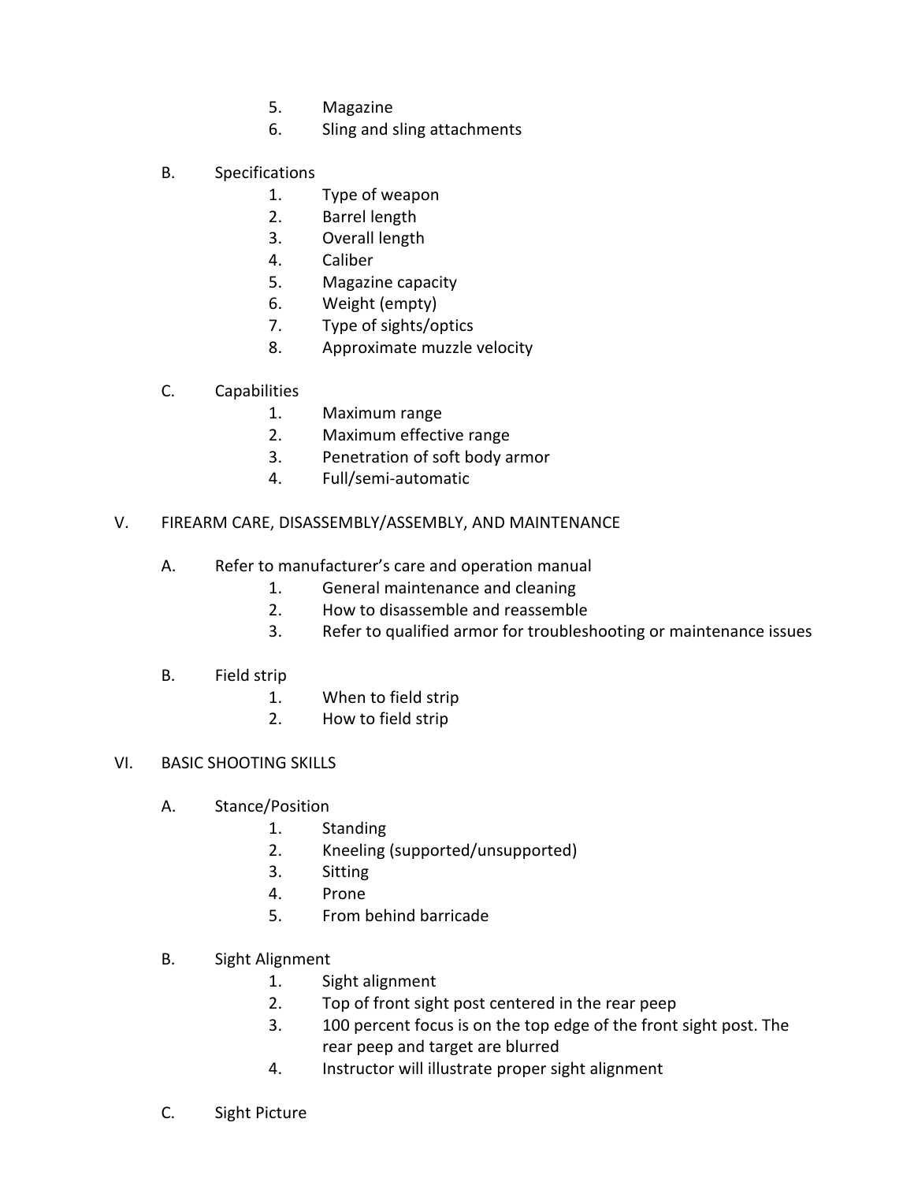5. Magazine
6. Sling and sling attachments

B. Specifications
1. Type of weapon
2. Barrel length
3. Overall length
4. Caliber
5. Magazine capacity
6. Weight (empty)
7. Type of sights/optics
8. Approximate muzzle velocity

C. Capabilities
1. Maximum range
2. Maximum effective range
3. Penetration of soft body armor
4. Full/semi-automatic

V. FIREARM CARE, DISASSEMBLY/ASSEMBLY, AND MAINTENANCE

A. Refer to manufacturer's care and operation manual
1. General maintenance and cleaning
2. How to disassemble and reassemble
3. Refer to qualified armor for troubleshooting or maintenance issues

B. Field strip
1. When to field strip
2. How to field strip

VI. BASIC SHOOTING SKILLS

A. Stance/Position
1. Standing
2. Kneeling (supported/unsupported)
3. Sitting
4. Prone
5. From behind barricade

B. Sight Alignment
1. Sight alignment
2. Top of front sight post centered in the rear peep
3. 100 percent focus is on the top edge of the front sight post. The rear peep and target are blurred
4. Instructor will illustrate proper sight alignment

C. Sight Picture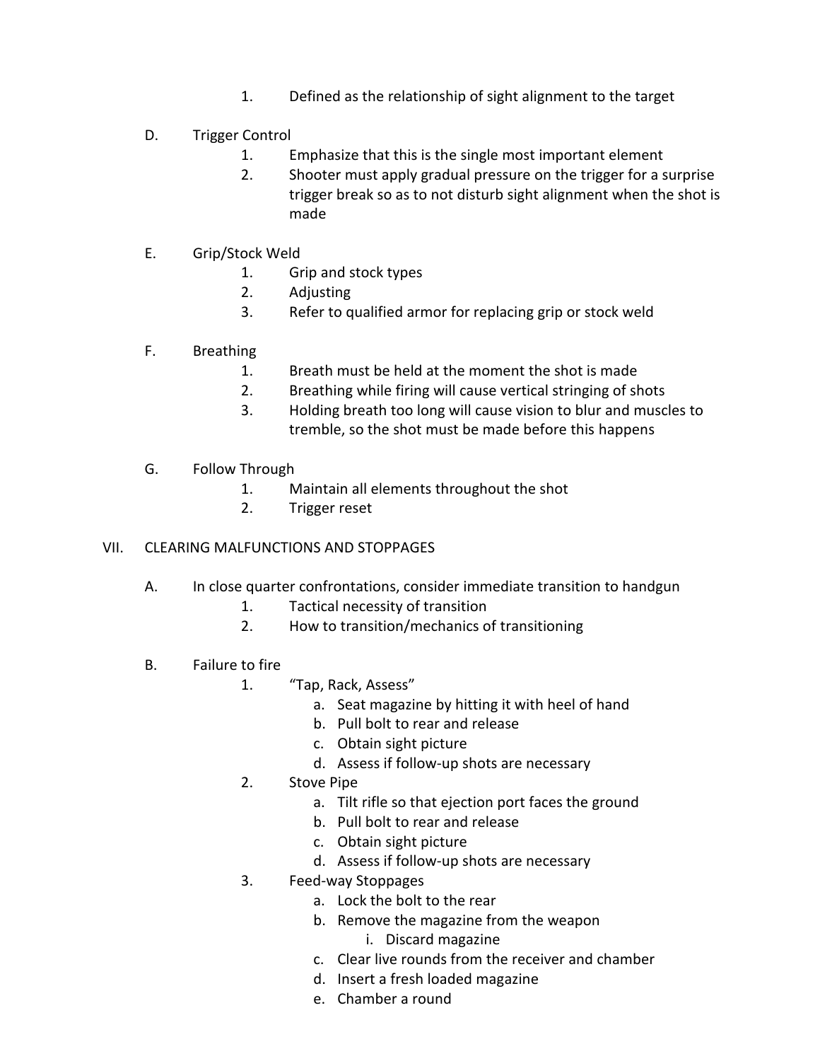1. Defined as the relationship of sight alignment to the target

D. Trigger Control
   1. Emphasize that this is the single most important element
   2. Shooter must apply gradual pressure on the trigger for a surprise trigger break so as to not disturb sight alignment when the shot is made

E. Grip/Stock Weld
   1. Grip and stock types
   2. Adjusting
   3. Refer to qualified armor for replacing grip or stock weld

F. Breathing
   1. Breath must be held at the moment the shot is made
   2. Breathing while firing will cause vertical stringing of shots
   3. Holding breath too long will cause vision to blur and muscles to tremble, so the shot must be made before this happens

G. Follow Through
   1. Maintain all elements throughout the shot
   2. Trigger reset

VII. CLEARING MALFUNCTIONS AND STOPPAGES

A. In close quarter confrontations, consider immediate transition to handgun
   1. Tactical necessity of transition
   2. How to transition/mechanics of transitioning

B. Failure to fire
   1. "Tap, Rack, Assess"
      a. Seat magazine by hitting it with heel of hand
      b. Pull bolt to rear and release
      c. Obtain sight picture
      d. Assess if follow-up shots are necessary
   2. Stove Pipe
      a. Tilt rifle so that ejection port faces the ground
      b. Pull bolt to rear and release
      c. Obtain sight picture
      d. Assess if follow-up shots are necessary
   3. Feed-way Stoppages
      a. Lock the bolt to the rear
      b. Remove the magazine from the weapon
         i. Discard magazine
      c. Clear live rounds from the receiver and chamber
      d. Insert a fresh loaded magazine
      e. Chamber a round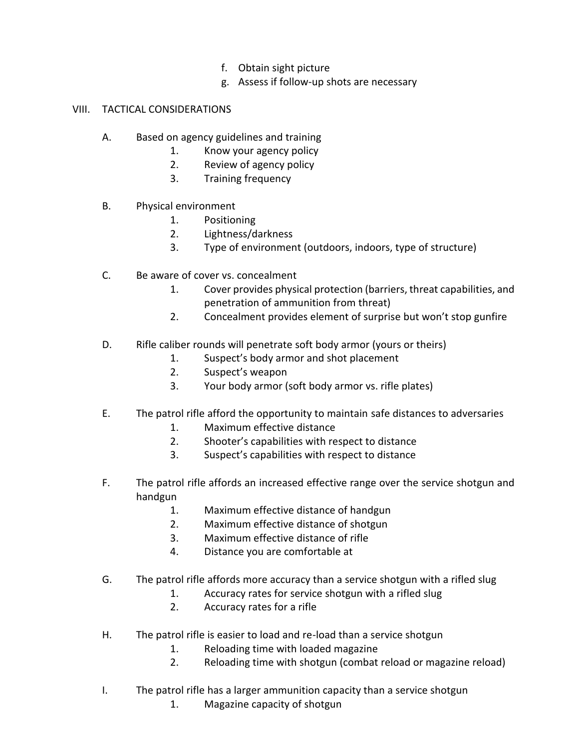f. Obtain sight picture
g. Assess if follow-up shots are necessary

## VIII. TACTICAL CONSIDERATIONS

A. Based on agency guidelines and training
   1. Know your agency policy
   2. Review of agency policy
   3. Training frequency

B. Physical environment
   1. Positioning
   2. Lightness/darkness
   3. Type of environment (outdoors, indoors, type of structure)

C. Be aware of cover vs. concealment
   1. Cover provides physical protection (barriers, threat capabilities, and penetration of ammunition from threat)
   2. Concealment provides element of surprise but won't stop gunfire

D. Rifle caliber rounds will penetrate soft body armor (yours or theirs)
   1. Suspect's body armor and shot placement
   2. Suspect's weapon
   3. Your body armor (soft body armor vs. rifle plates)

E. The patrol rifle afford the opportunity to maintain safe distances to adversaries
   1. Maximum effective distance
   2. Shooter's capabilities with respect to distance
   3. Suspect's capabilities with respect to distance

F. The patrol rifle affords an increased effective range over the service shotgun and handgun
   1. Maximum effective distance of handgun
   2. Maximum effective distance of shotgun
   3. Maximum effective distance of rifle
   4. Distance you are comfortable at

G. The patrol rifle affords more accuracy than a service shotgun with a rifled slug
   1. Accuracy rates for service shotgun with a rifled slug
   2. Accuracy rates for a rifle

H. The patrol rifle is easier to load and re-load than a service shotgun
   1. Reloading time with loaded magazine
   2. Reloading time with shotgun (combat reload or magazine reload)

I. The patrol rifle has a larger ammunition capacity than a service shotgun
   1. Magazine capacity of shotgun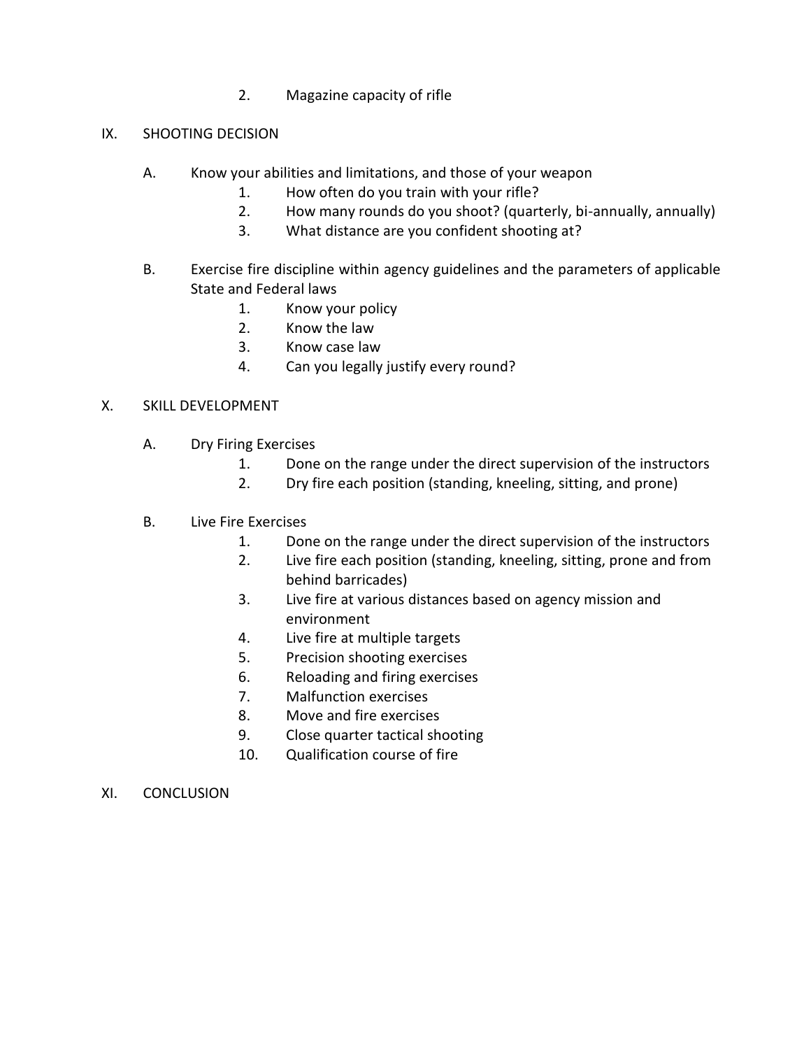2. Magazine capacity of rifle

## IX. SHOOTING DECISION

A. Know your abilities and limitations, and those of your weapon
   1. How often do you train with your rifle?
   2. How many rounds do you shoot? (quarterly, bi-annually, annually)
   3. What distance are you confident shooting at?

B. Exercise fire discipline within agency guidelines and the parameters of applicable State and Federal laws
   1. Know your policy
   2. Know the law
   3. Know case law
   4. Can you legally justify every round?

## X. SKILL DEVELOPMENT

A. Dry Firing Exercises
   1. Done on the range under the direct supervision of the instructors
   2. Dry fire each position (standing, kneeling, sitting, and prone)

B. Live Fire Exercises
   1. Done on the range under the direct supervision of the instructors
   2. Live fire each position (standing, kneeling, sitting, prone and from behind barricades)
   3. Live fire at various distances based on agency mission and environment
   4. Live fire at multiple targets
   5. Precision shooting exercises
   6. Reloading and firing exercises
   7. Malfunction exercises
   8. Move and fire exercises
   9. Close quarter tactical shooting
   10. Qualification course of fire

## XI. CONCLUSION